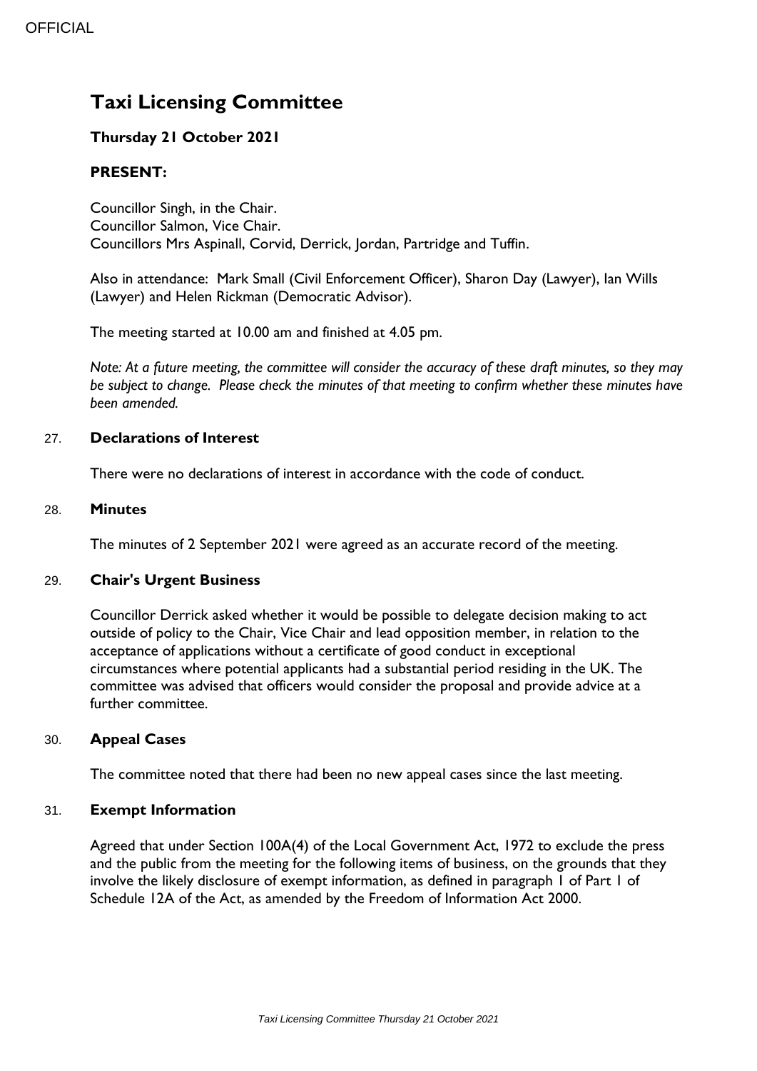# Taxi Licensing Committee

**Thursday 21 October 2021**

**PRESENT:**

Councillor Singh, in the Chair.
Councillor Salmon, Vice Chair.
Councillors Mrs Aspinall, Corvid, Derrick, Jordan, Partridge and Tuffin.

Also in attendance: Mark Small (Civil Enforcement Officer), Sharon Day (Lawyer), Ian Wills (Lawyer) and Helen Rickman (Democratic Advisor).

The meeting started at 10.00 am and finished at 4.05 pm.

*Note: At a future meeting, the committee will consider the accuracy of these draft minutes, so they may be subject to change. Please check the minutes of that meeting to confirm whether these minutes have been amended.*

## 27. Declarations of Interest

There were no declarations of interest in accordance with the code of conduct.

## 28. Minutes

The minutes of 2 September 2021 were agreed as an accurate record of the meeting.

## 29. Chair's Urgent Business

Councillor Derrick asked whether it would be possible to delegate decision making to act outside of policy to the Chair, Vice Chair and lead opposition member, in relation to the acceptance of applications without a certificate of good conduct in exceptional circumstances where potential applicants had a substantial period residing in the UK. The committee was advised that officers would consider the proposal and provide advice at a further committee.

## 30. Appeal Cases

The committee noted that there had been no new appeal cases since the last meeting.

## 31. Exempt Information

Agreed that under Section 100A(4) of the Local Government Act, 1972 to exclude the press and the public from the meeting for the following items of business, on the grounds that they involve the likely disclosure of exempt information, as defined in paragraph 1 of Part 1 of Schedule 12A of the Act, as amended by the Freedom of Information Act 2000.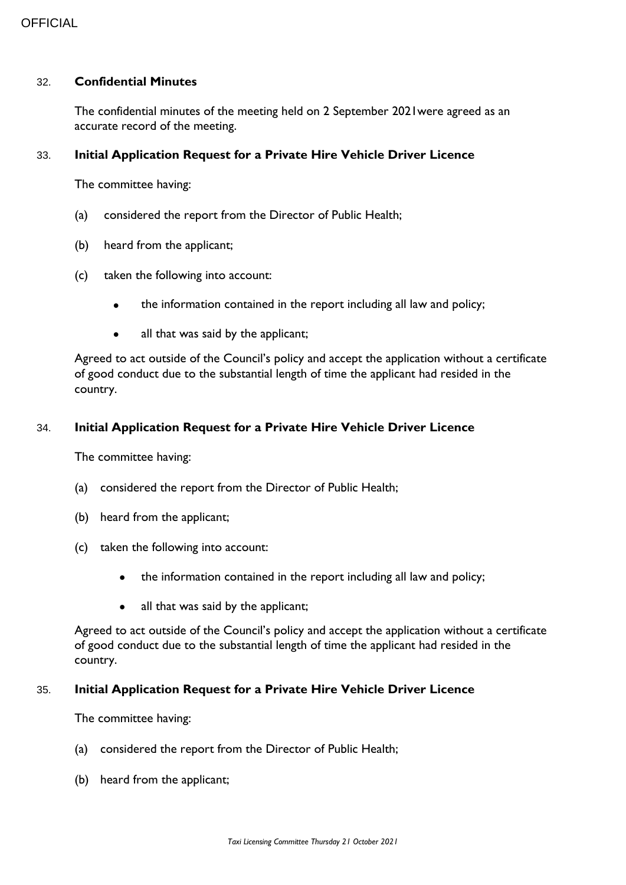### 32. **Confidential Minutes**

The confidential minutes of the meeting held on 2 September 2021were agreed as an accurate record of the meeting.

### 33. **Initial Application Request for a Private Hire Vehicle Driver Licence**

The committee having:

(a) considered the report from the Director of Public Health;

(b) heard from the applicant;

(c) taken the following into account:

- the information contained in the report including all law and policy;
- all that was said by the applicant;

Agreed to act outside of the Council's policy and accept the application without a certificate of good conduct due to the substantial length of time the applicant had resided in the country.

### 34. **Initial Application Request for a Private Hire Vehicle Driver Licence**

The committee having:

(a) considered the report from the Director of Public Health;

(b) heard from the applicant;

(c) taken the following into account:

- the information contained in the report including all law and policy;
- all that was said by the applicant;

Agreed to act outside of the Council's policy and accept the application without a certificate of good conduct due to the substantial length of time the applicant had resided in the country.

### 35. **Initial Application Request for a Private Hire Vehicle Driver Licence**

The committee having:

(a) considered the report from the Director of Public Health;

(b) heard from the applicant;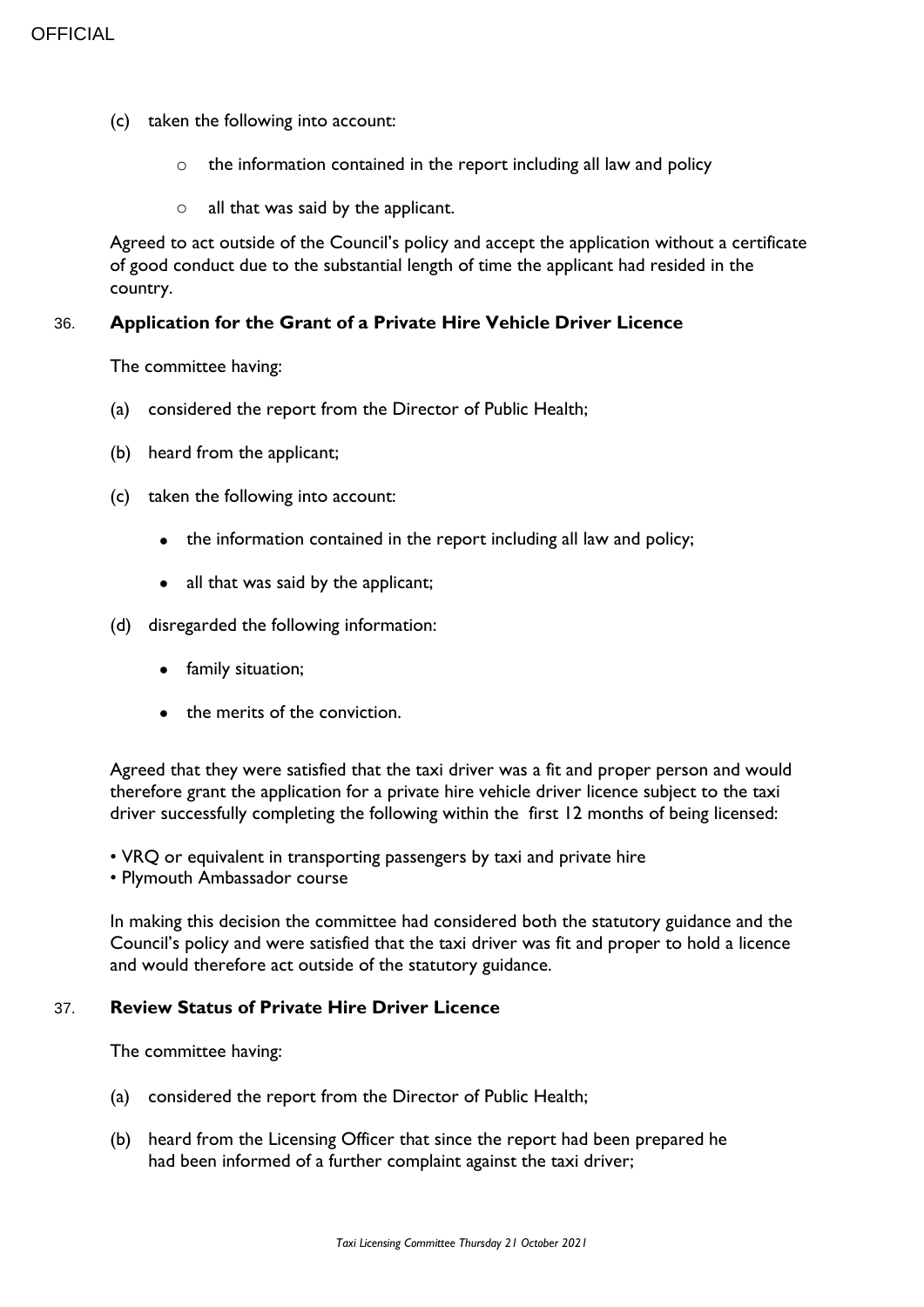(c) taken the following into account:

- the information contained in the report including all law and policy
- all that was said by the applicant.

Agreed to act outside of the Council's policy and accept the application without a certificate of good conduct due to the substantial length of time the applicant had resided in the country.

### 36. **Application for the Grant of a Private Hire Vehicle Driver Licence**

The committee having:

(a) considered the report from the Director of Public Health;

(b) heard from the applicant;

(c) taken the following into account:

- the information contained in the report including all law and policy;
- all that was said by the applicant;

(d) disregarded the following information:

- family situation;
- the merits of the conviction.

Agreed that they were satisfied that the taxi driver was a fit and proper person and would therefore grant the application for a private hire vehicle driver licence subject to the taxi driver successfully completing the following within the first 12 months of being licensed:

- VRQ or equivalent in transporting passengers by taxi and private hire
- Plymouth Ambassador course

In making this decision the committee had considered both the statutory guidance and the Council's policy and were satisfied that the taxi driver was fit and proper to hold a licence and would therefore act outside of the statutory guidance.

### 37. **Review Status of Private Hire Driver Licence**

The committee having:

(a) considered the report from the Director of Public Health;

(b) heard from the Licensing Officer that since the report had been prepared he had been informed of a further complaint against the taxi driver;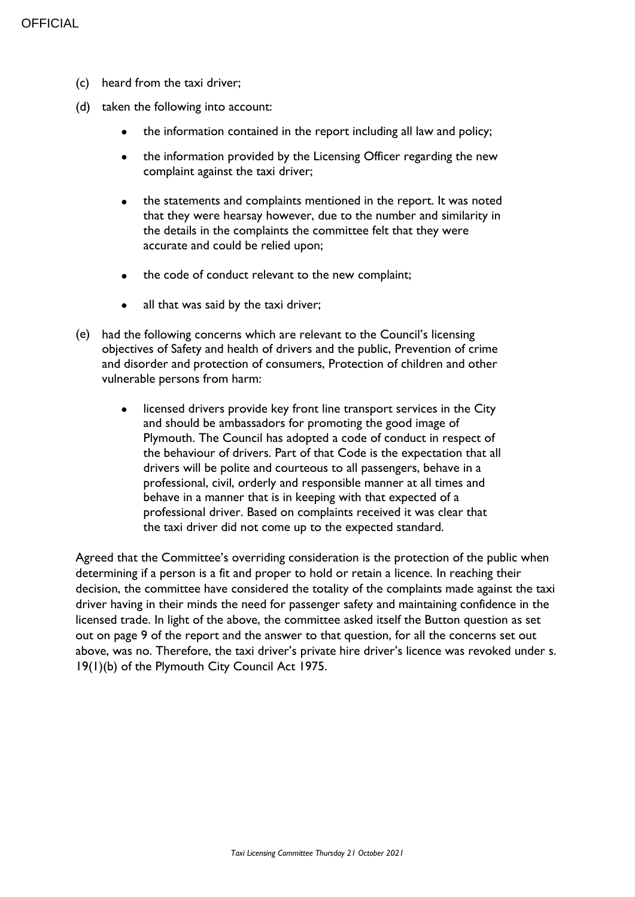(c) heard from the taxi driver;

(d) taken the following into account:

- the information contained in the report including all law and policy;
- the information provided by the Licensing Officer regarding the new complaint against the taxi driver;
- the statements and complaints mentioned in the report. It was noted that they were hearsay however, due to the number and similarity in the details in the complaints the committee felt that they were accurate and could be relied upon;
- the code of conduct relevant to the new complaint;
- all that was said by the taxi driver;

(e) had the following concerns which are relevant to the Council's licensing objectives of Safety and health of drivers and the public, Prevention of crime and disorder and protection of consumers, Protection of children and other vulnerable persons from harm:

- licensed drivers provide key front line transport services in the City and should be ambassadors for promoting the good image of Plymouth. The Council has adopted a code of conduct in respect of the behaviour of drivers. Part of that Code is the expectation that all drivers will be polite and courteous to all passengers, behave in a professional, civil, orderly and responsible manner at all times and behave in a manner that is in keeping with that expected of a professional driver. Based on complaints received it was clear that the taxi driver did not come up to the expected standard.

Agreed that the Committee's overriding consideration is the protection of the public when determining if a person is a fit and proper to hold or retain a licence. In reaching their decision, the committee have considered the totality of the complaints made against the taxi driver having in their minds the need for passenger safety and maintaining confidence in the licensed trade. In light of the above, the committee asked itself the Button question as set out on page 9 of the report and the answer to that question, for all the concerns set out above, was no. Therefore, the taxi driver's private hire driver's licence was revoked under s. 19(1)(b) of the Plymouth City Council Act 1975.